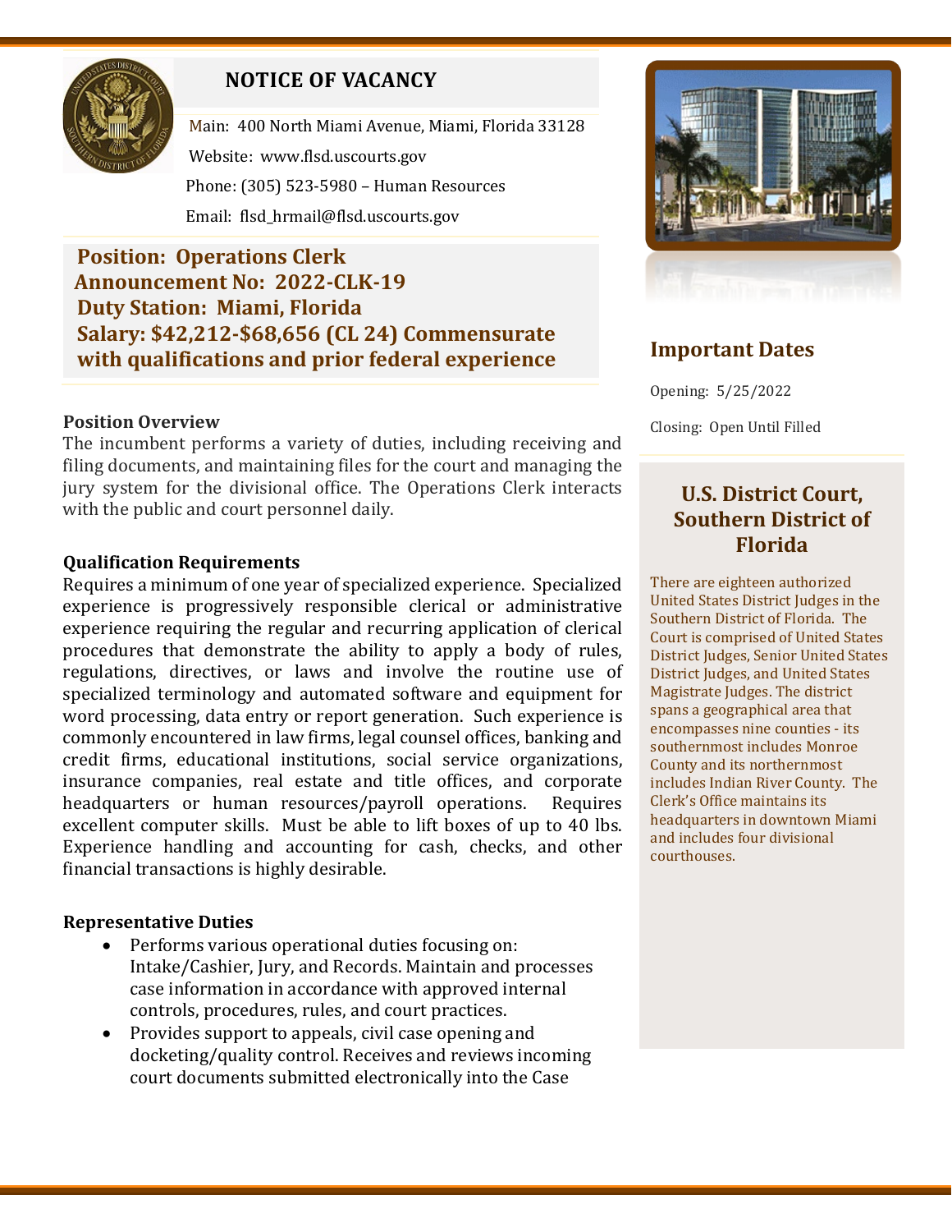# NOTICE OF VACANCY

Main: 400 North Miami Avenue, Miami, Florida 33128

Website: www.flsd.uscourts.gov

Phone: (305) 523-5980 – Human Resources

Email: flsd_hrmail@flsd.uscourts.gov

**Position: Operations Clerk**
**Announcement No: 2022-CLK-19**
**Duty Station: Miami, Florida**
**Salary: $42,212-$68,656 (CL 24) Commensurate with qualifications and prior federal experience**

## Important Dates

Opening: 5/25/2022

Closing: Open Until Filled

## U.S. District Court, Southern District of Florida

There are eighteen authorized United States District Judges in the Southern District of Florida. The Court is comprised of United States District Judges, Senior United States District Judges, and United States Magistrate Judges. The district spans a geographical area that encompasses nine counties - its southernmost includes Monroe County and its northernmost includes Indian River County. The Clerk's Office maintains its headquarters in downtown Miami and includes four divisional courthouses.

### Position Overview

The incumbent performs a variety of duties, including receiving and filing documents, and maintaining files for the court and managing the jury system for the divisional office. The Operations Clerk interacts with the public and court personnel daily.

### Qualification Requirements

Requires a minimum of one year of specialized experience. Specialized experience is progressively responsible clerical or administrative experience requiring the regular and recurring application of clerical procedures that demonstrate the ability to apply a body of rules, regulations, directives, or laws and involve the routine use of specialized terminology and automated software and equipment for word processing, data entry or report generation. Such experience is commonly encountered in law firms, legal counsel offices, banking and credit firms, educational institutions, social service organizations, insurance companies, real estate and title offices, and corporate headquarters or human resources/payroll operations. Requires excellent computer skills. Must be able to lift boxes of up to 40 lbs. Experience handling and accounting for cash, checks, and other financial transactions is highly desirable.

### Representative Duties

- Performs various operational duties focusing on: Intake/Cashier, Jury, and Records. Maintain and processes case information in accordance with approved internal controls, procedures, rules, and court practices.
- Provides support to appeals, civil case opening and docketing/quality control. Receives and reviews incoming court documents submitted electronically into the Case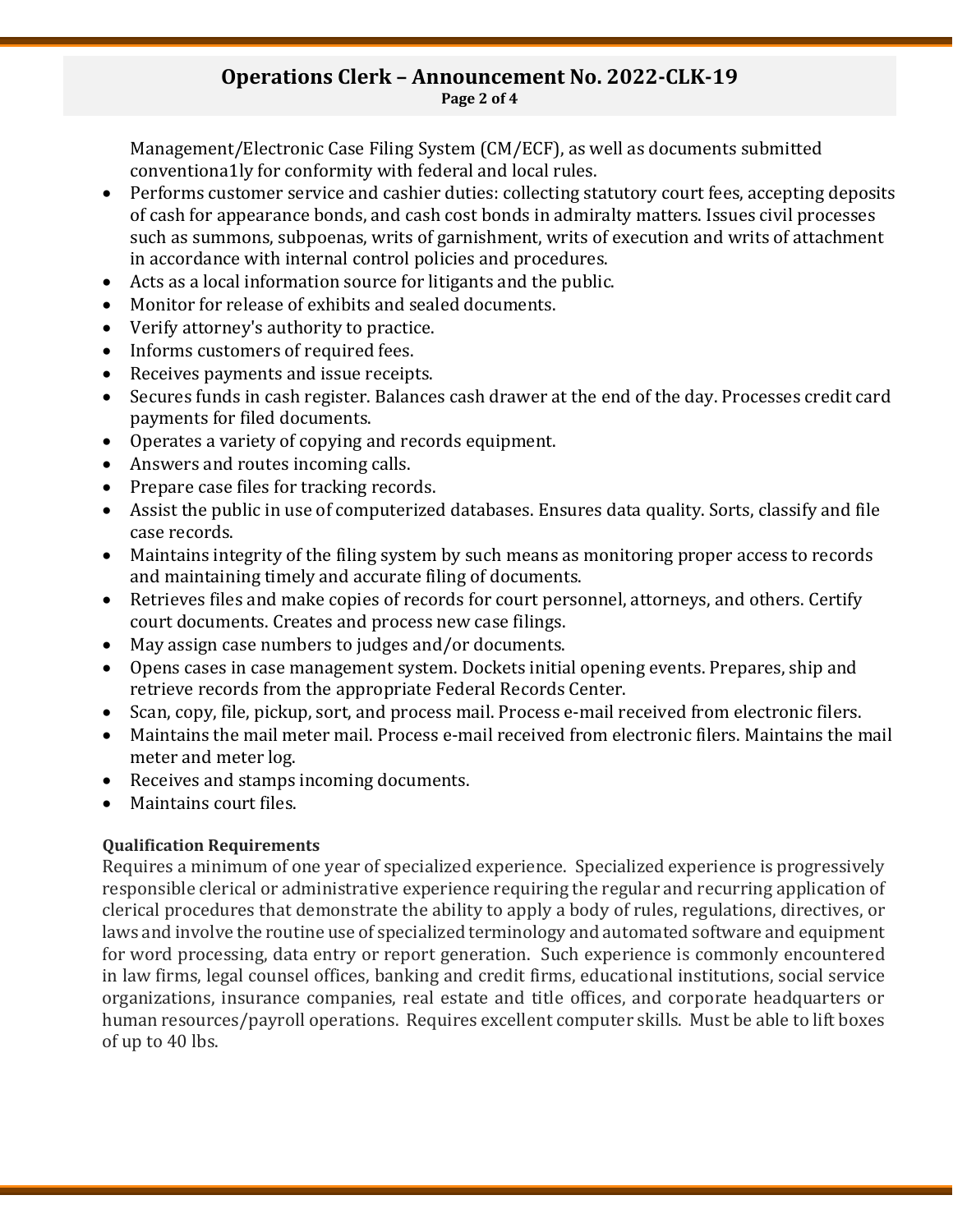Management/Electronic Case Filing System (CM/ECF), as well as documents submitted conventiona1ly for conformity with federal and local rules.

- Performs customer service and cashier duties: collecting statutory court fees, accepting deposits of cash for appearance bonds, and cash cost bonds in admiralty matters. Issues civil processes such as summons, subpoenas, writs of garnishment, writs of execution and writs of attachment in accordance with internal control policies and procedures.
- Acts as a local information source for litigants and the public.
- Monitor for release of exhibits and sealed documents.
- Verify attorney's authority to practice.
- Informs customers of required fees.
- Receives payments and issue receipts.
- Secures funds in cash register. Balances cash drawer at the end of the day. Processes credit card payments for filed documents.
- Operates a variety of copying and records equipment.
- Answers and routes incoming calls.
- Prepare case files for tracking records.
- Assist the public in use of computerized databases. Ensures data quality. Sorts, classify and file case records.
- Maintains integrity of the filing system by such means as monitoring proper access to records and maintaining timely and accurate filing of documents.
- Retrieves files and make copies of records for court personnel, attorneys, and others. Certify court documents. Creates and process new case filings.
- May assign case numbers to judges and/or documents.
- Opens cases in case management system. Dockets initial opening events. Prepares, ship and retrieve records from the appropriate Federal Records Center.
- Scan, copy, file, pickup, sort, and process mail. Process e-mail received from electronic filers.
- Maintains the mail meter mail. Process e-mail received from electronic filers. Maintains the mail meter and meter log.
- Receives and stamps incoming documents.
- Maintains court files.

**Qualification Requirements**

Requires a minimum of one year of specialized experience. Specialized experience is progressively responsible clerical or administrative experience requiring the regular and recurring application of clerical procedures that demonstrate the ability to apply a body of rules, regulations, directives, or laws and involve the routine use of specialized terminology and automated software and equipment for word processing, data entry or report generation. Such experience is commonly encountered in law firms, legal counsel offices, banking and credit firms, educational institutions, social service organizations, insurance companies, real estate and title offices, and corporate headquarters or human resources/payroll operations. Requires excellent computer skills. Must be able to lift boxes of up to 40 lbs.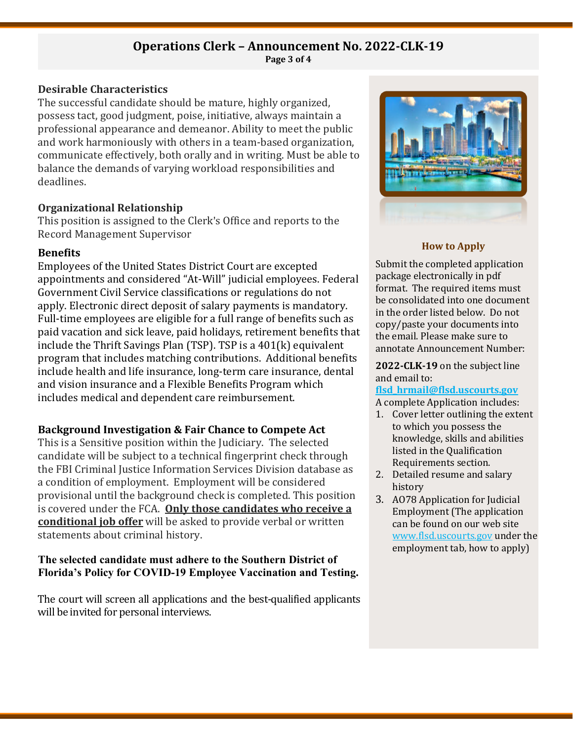# Operations Clerk – Announcement No. 2022-CLK-19

### Desirable Characteristics

The successful candidate should be mature, highly organized, possess tact, good judgment, poise, initiative, always maintain a professional appearance and demeanor. Ability to meet the public and work harmoniously with others in a team-based organization, communicate effectively, both orally and in writing. Must be able to balance the demands of varying workload responsibilities and deadlines.

### Organizational Relationship

This position is assigned to the Clerk's Office and reports to the Record Management Supervisor

### Benefits

Employees of the United States District Court are excepted appointments and considered "At-Will" judicial employees. Federal Government Civil Service classifications or regulations do not apply. Electronic direct deposit of salary payments is mandatory. Full-time employees are eligible for a full range of benefits such as paid vacation and sick leave, paid holidays, retirement benefits that include the Thrift Savings Plan (TSP). TSP is a 401(k) equivalent program that includes matching contributions. Additional benefits include health and life insurance, long-term care insurance, dental and vision insurance and a Flexible Benefits Program which includes medical and dependent care reimbursement.

### Background Investigation & Fair Chance to Compete Act

This is a Sensitive position within the Judiciary. The selected candidate will be subject to a technical fingerprint check through the FBI Criminal Justice Information Services Division database as a condition of employment. Employment will be considered provisional until the background check is completed. This position is covered under the FCA. **Only those candidates who receive a conditional job offer** will be asked to provide verbal or written statements about criminal history.

**The selected candidate must adhere to the Southern District of Florida's Policy for COVID-19 Employee Vaccination and Testing.**

The court will screen all applications and the best-qualified applicants will be invited for personal interviews.

### How to Apply

Submit the completed application package electronically in pdf format. The required items must be consolidated into one document in the order listed below. Do not copy/paste your documents into the email. Please make sure to annotate Announcement Number:

**2022-CLK-19** on the subject line and email to:
**flsd_hrmail@flsd.uscourts.gov**

A complete Application includes:

1. Cover letter outlining the extent to which you possess the knowledge, skills and abilities listed in the Qualification Requirements section.
2. Detailed resume and salary history
3. AO78 Application for Judicial Employment (The application can be found on our web site www.flsd.uscourts.gov under the employment tab, how to apply)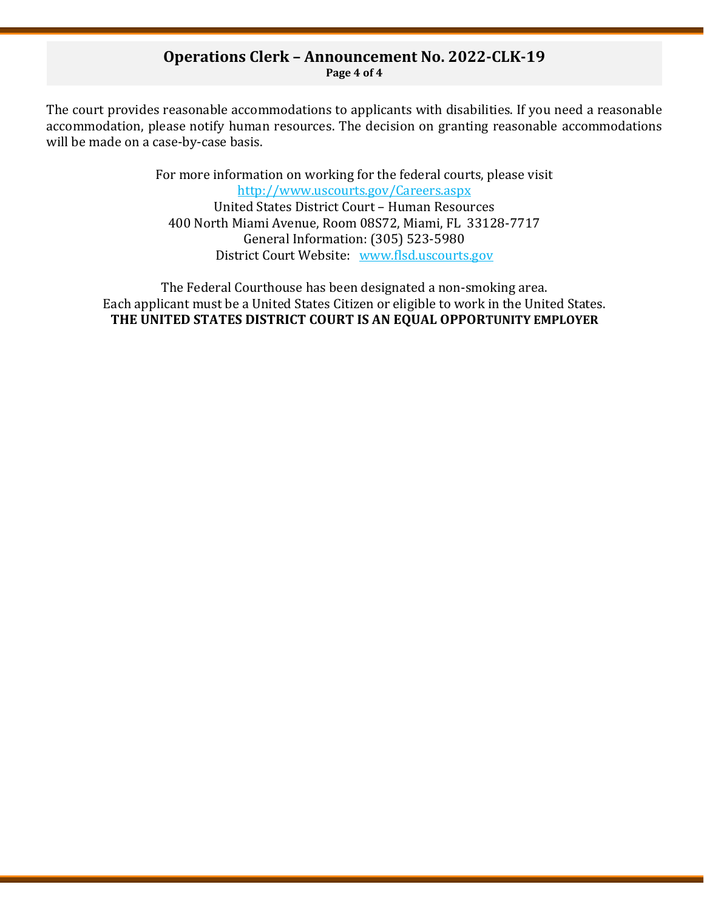The court provides reasonable accommodations to applicants with disabilities. If you need a reasonable accommodation, please notify human resources. The decision on granting reasonable accommodations will be made on a case-by-case basis.

For more information on working for the federal courts, please visit
http://www.uscourts.gov/Careers.aspx
United States District Court – Human Resources
400 North Miami Avenue, Room 08S72, Miami, FL 33128-7717
General Information: (305) 523-5980
District Court Website: www.flsd.uscourts.gov

The Federal Courthouse has been designated a non-smoking area.
Each applicant must be a United States Citizen or eligible to work in the United States.
**THE UNITED STATES DISTRICT COURT IS AN EQUAL OPPORTUNITY EMPLOYER**